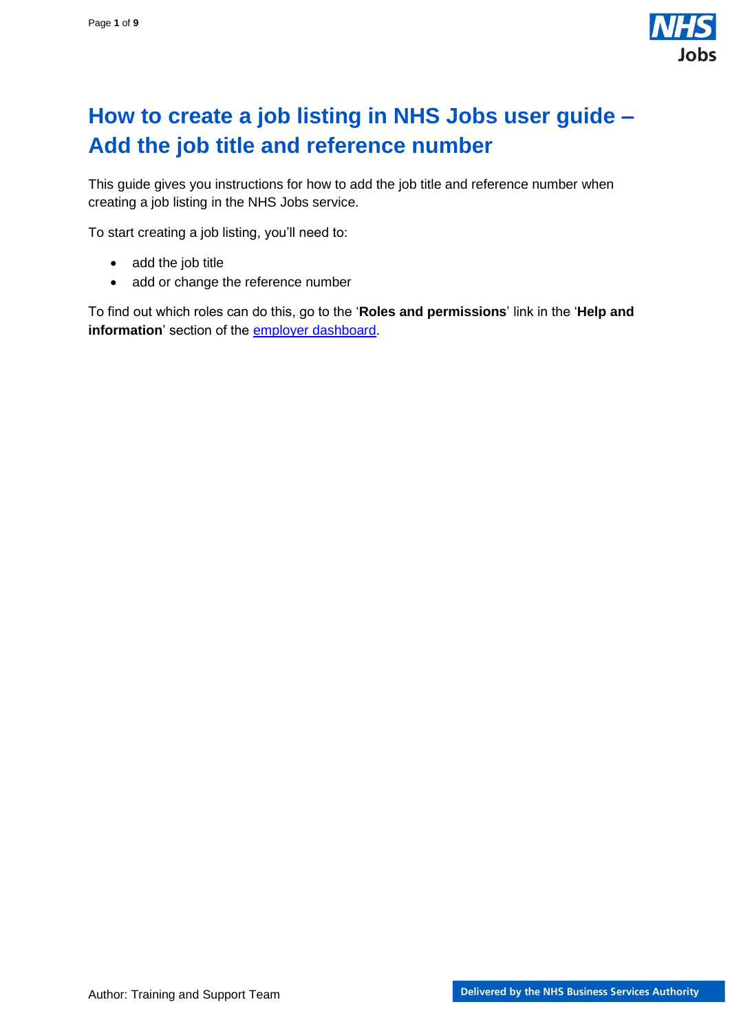# How to create a job listing in NHS Jobs user guide – Add the job title and reference number

This guide gives you instructions for how to add the job title and reference number when creating a job listing in the NHS Jobs service.

To start creating a job listing, you'll need to:

- add the job title
- add or change the reference number

To find out which roles can do this, go to the '**Roles and permissions**' link in the '**Help and information**' section of the [employer dashboard](employer dashboard).

Author: Training and Support Team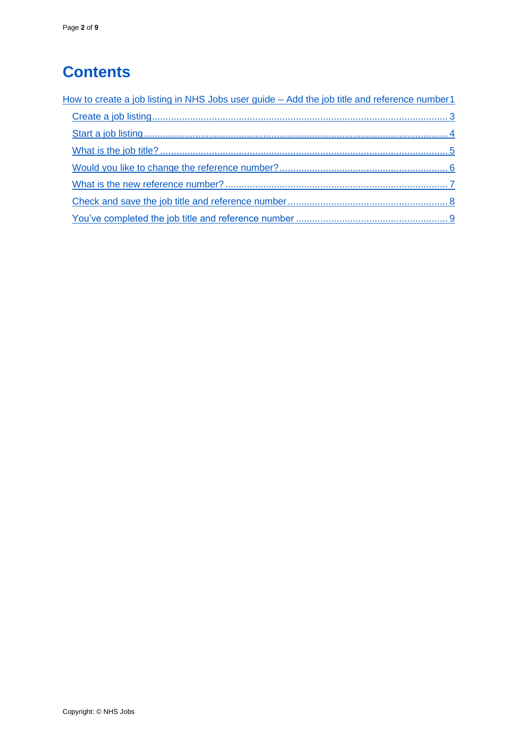# Contents

How to create a job listing in NHS Jobs user guide – Add the job title and reference number 1

- Create a job listing ... 3
- Start a job listing ... 4
- What is the job title? ... 5
- Would you like to change the reference number? ... 6
- What is the new reference number? ... 7
- Check and save the job title and reference number ... 8
- You've completed the job title and reference number ... 9

Copyright: © NHS Jobs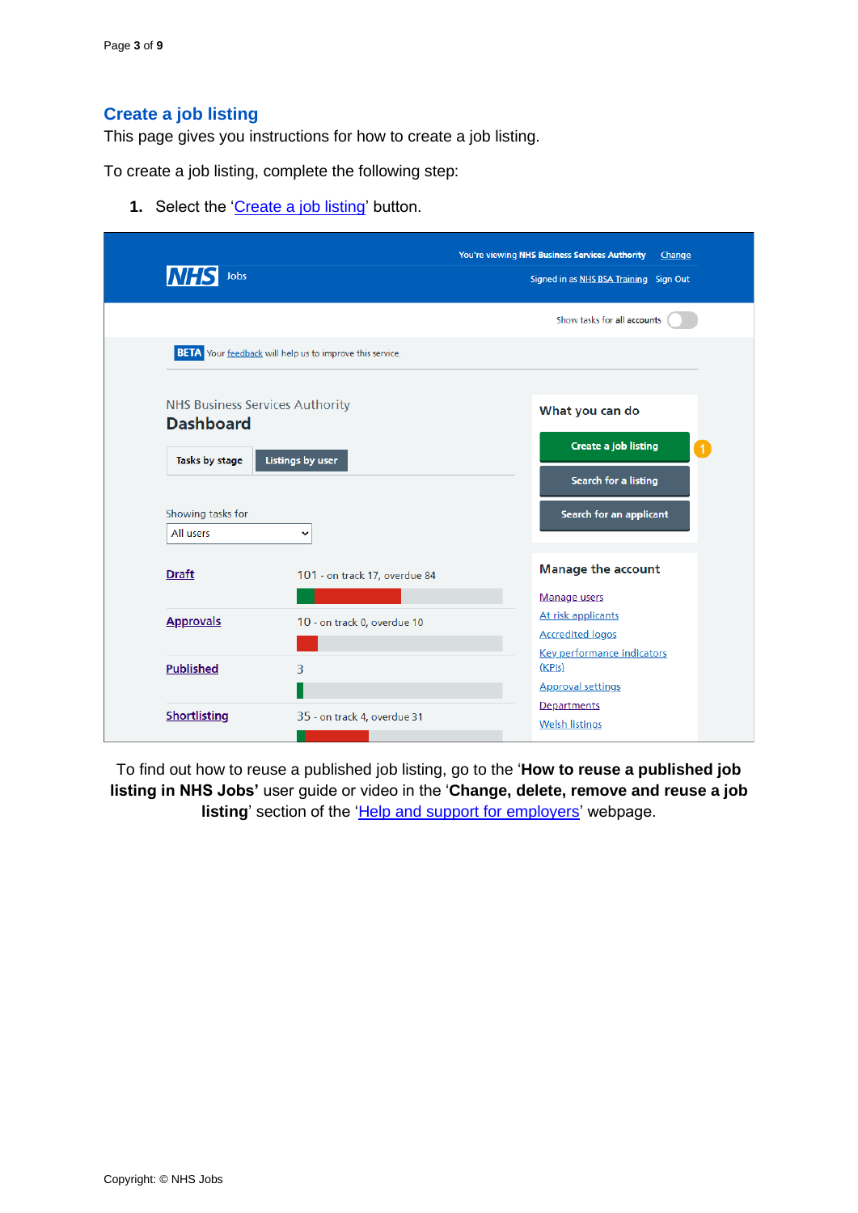## Create a job listing

This page gives you instructions for how to create a job listing.

To create a job listing, complete the following step:

1. Select the 'Create a job listing' button.

To find out how to reuse a published job listing, go to the '**How to reuse a published job listing in NHS Jobs'** user guide or video in the '**Change, delete, remove and reuse a job listing**' section of the 'Help and support for employers' webpage.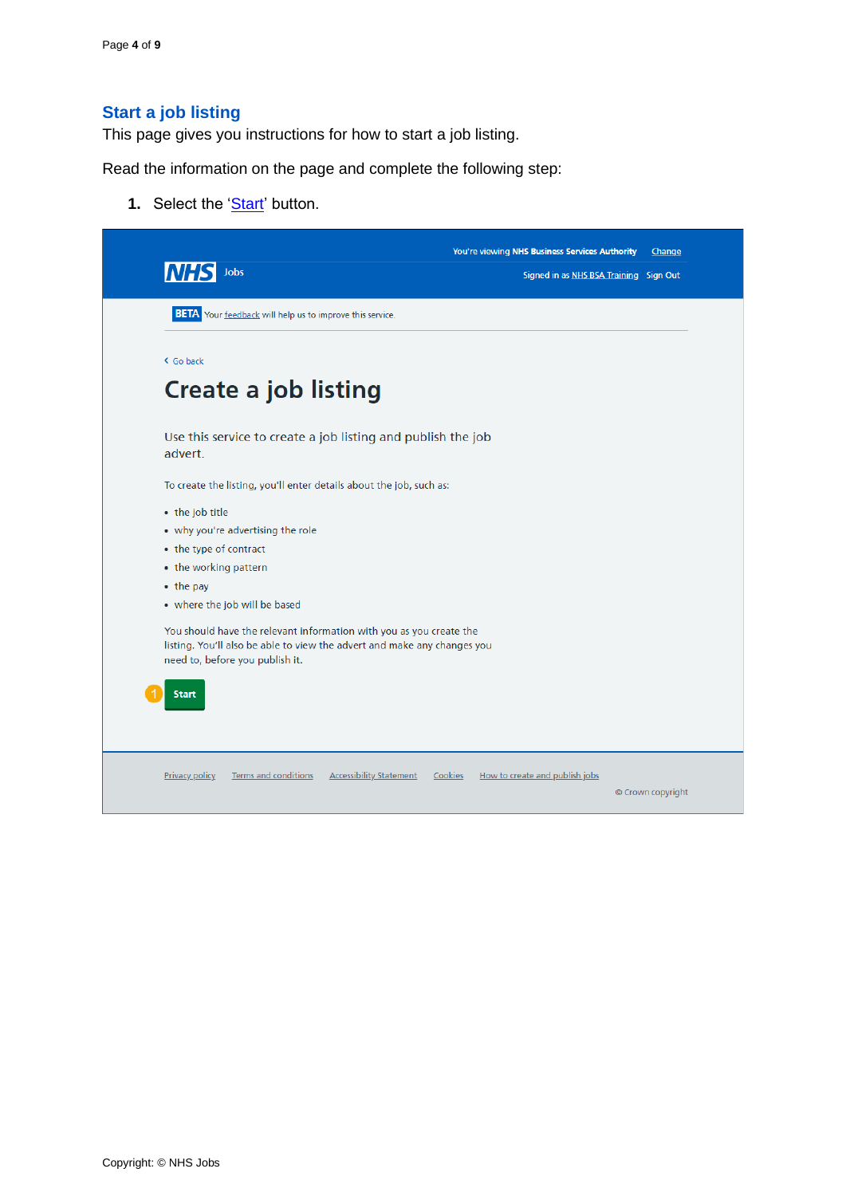## Start a job listing

This page gives you instructions for how to start a job listing.

Read the information on the page and complete the following step:

1. Select the 'Start' button.

You're viewing NHS Business Services Authority Change

NHS Jobs

Signed in as NHS BSA Training Sign Out

BETA Your feedback will help us to improve this service.

Go back

# Create a job listing

Use this service to create a job listing and publish the job advert.

To create the listing, you'll enter details about the job, such as:

- the job title
- why you're advertising the role
- the type of contract
- the working pattern
- the pay
- where the job will be based

You should have the relevant information with you as you create the listing. You'll also be able to view the advert and make any changes you need to, before you publish it.

1 Start

Privacy policy Terms and conditions Accessibility Statement Cookies How to create and publish jobs

© Crown copyright

Copyright: © NHS Jobs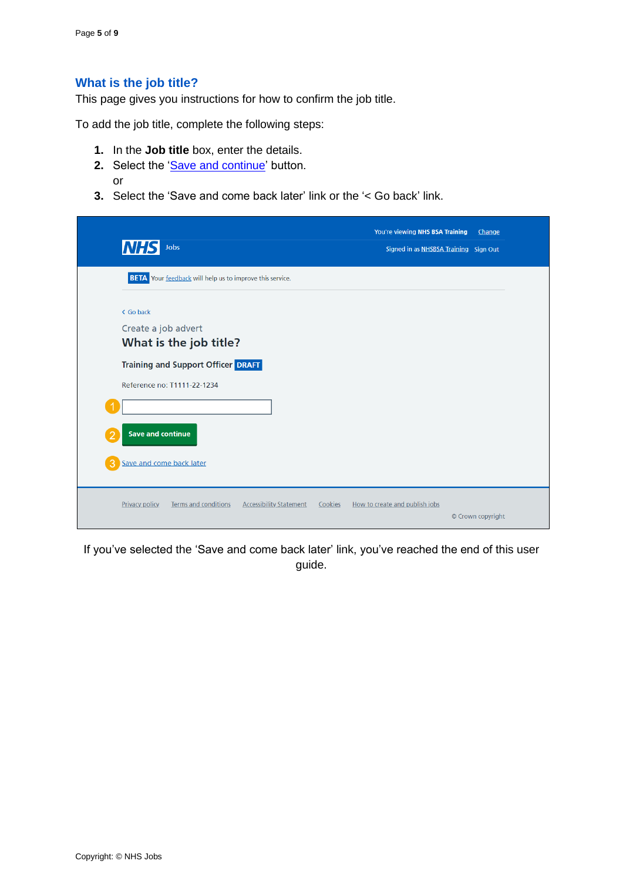## What is the job title?

This page gives you instructions for how to confirm the job title.

To add the job title, complete the following steps:

1. In the **Job title** box, enter the details.
2. Select the 'Save and continue' button.
   or
3. Select the 'Save and come back later' link or the '< Go back' link.

If you've selected the 'Save and come back later' link, you've reached the end of this user guide.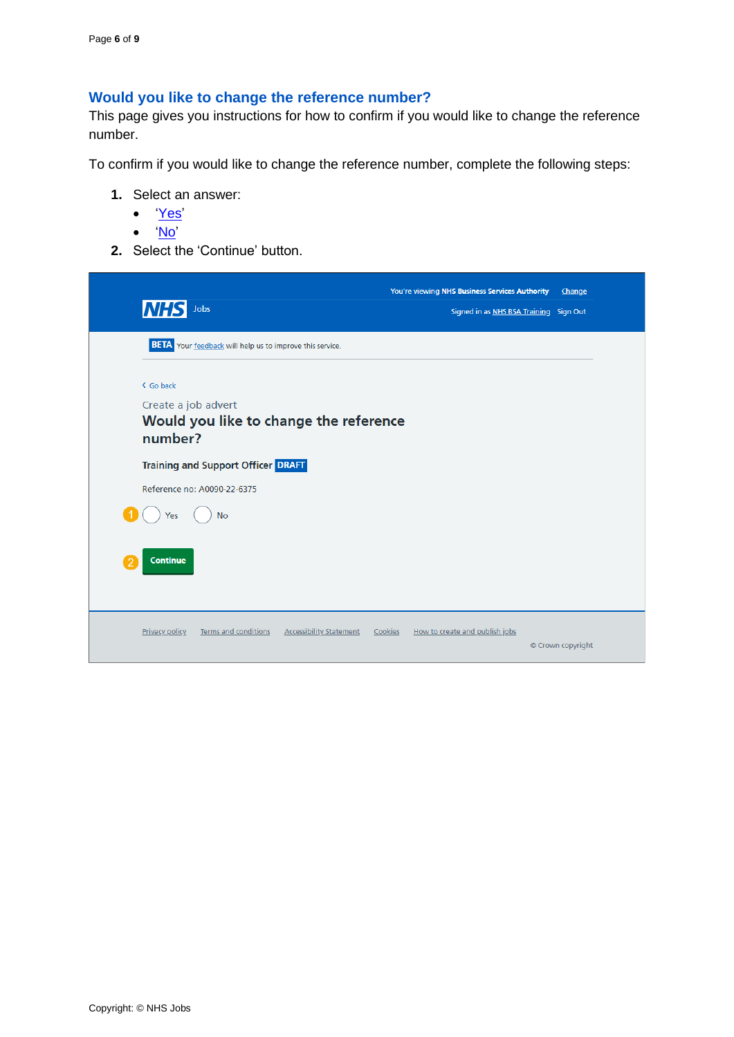## Would you like to change the reference number?

This page gives you instructions for how to confirm if you would like to change the reference number.

To confirm if you would like to change the reference number, complete the following steps:

1. Select an answer:
   - 'Yes'
   - 'No'
2. Select the 'Continue' button.

You're viewing NHS Business Services Authority Change

NHS Jobs

Signed in as NHS BSA Training Sign Out

BETA Your feedback will help us to improve this service.

Go back

Create a job advert

**Would you like to change the reference number?**

**Training and Support Officer** DRAFT

Reference no: A0090-22-6375

1 Yes No

2 Continue

Privacy policy Terms and conditions Accessibility Statement Cookies How to create and publish jobs

© Crown copyright

Copyright: © NHS Jobs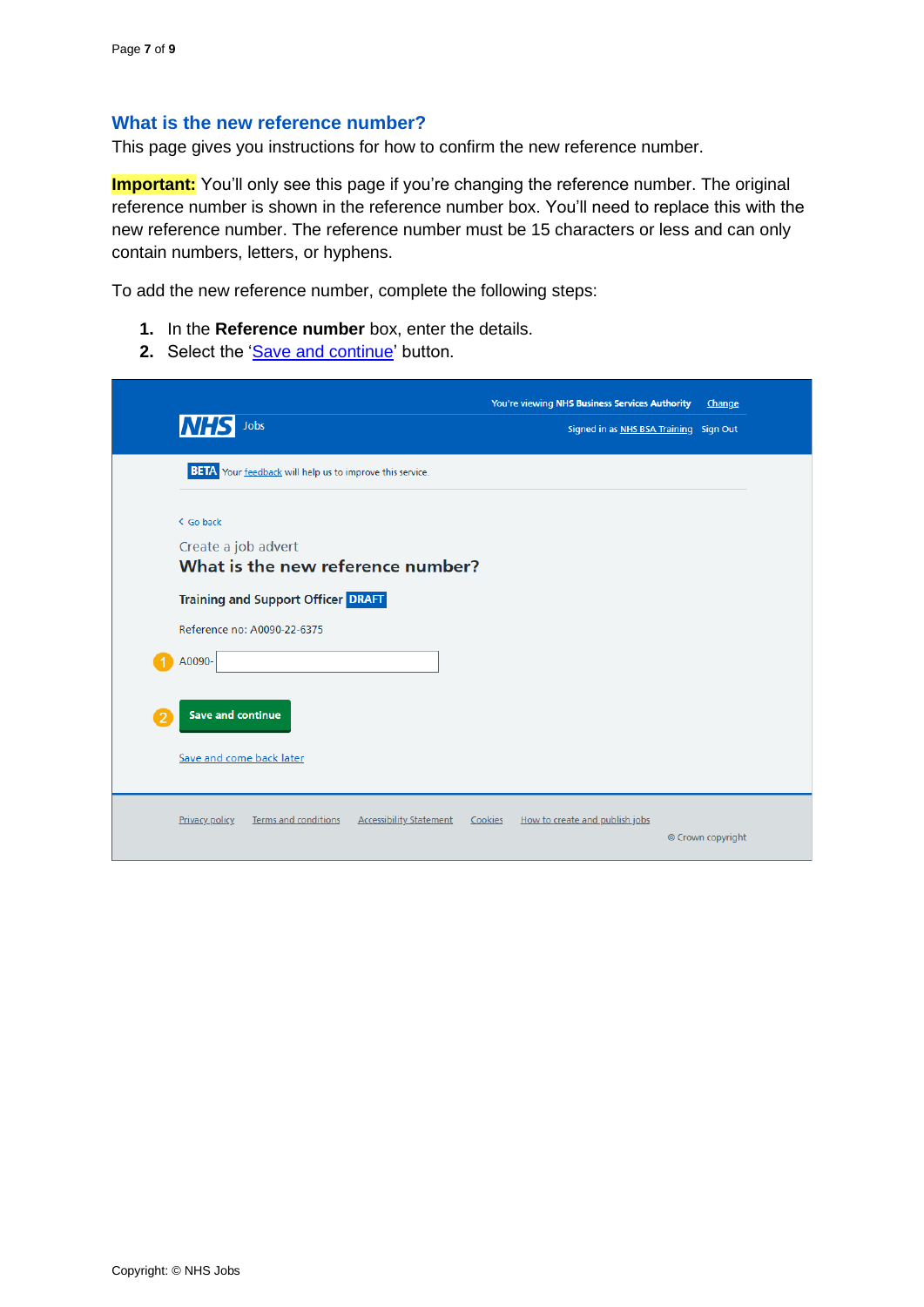## What is the new reference number?

This page gives you instructions for how to confirm the new reference number.

**Important:** You'll only see this page if you're changing the reference number. The original reference number is shown in the reference number box. You'll need to replace this with the new reference number. The reference number must be 15 characters or less and can only contain numbers, letters, or hyphens.

To add the new reference number, complete the following steps:

1. In the **Reference number** box, enter the details.
2. Select the 'Save and continue' button.

You're viewing NHS Business Services Authority Change

NHS Jobs

Signed in as NHS BSA Training Sign Out

BETA Your feedback will help us to improve this service.

< Go back

Create a job advert

**What is the new reference number?**

**Training and Support Officer** DRAFT

Reference no: A0090-22-6375

1 A0090-

2 Save and continue

Save and come back later

Privacy policy Terms and conditions Accessibility Statement Cookies How to create and publish jobs

© Crown copyright

Copyright: © NHS Jobs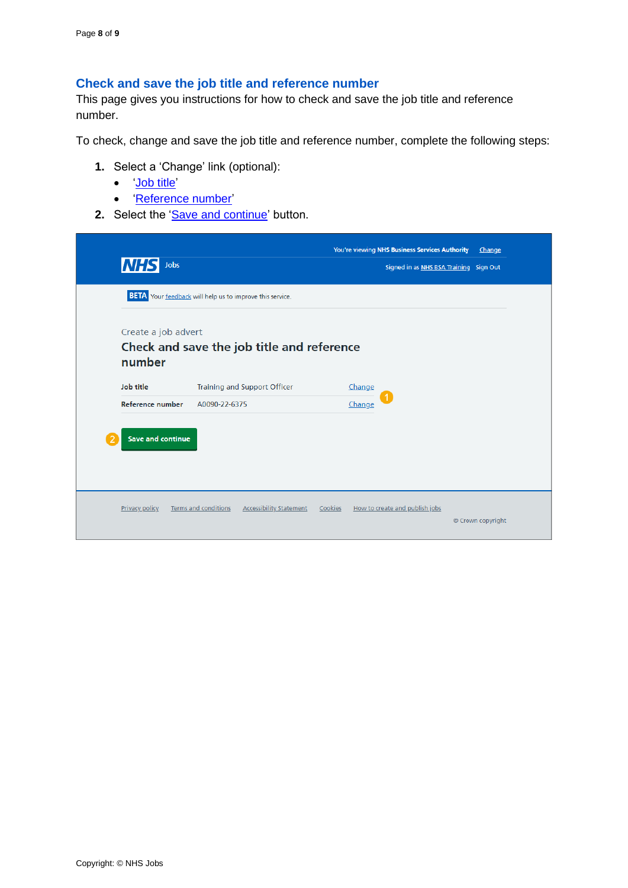## Check and save the job title and reference number

This page gives you instructions for how to check and save the job title and reference number.

To check, change and save the job title and reference number, complete the following steps:

1. Select a 'Change' link (optional):
   - 'Job title'
   - 'Reference number'
2. Select the 'Save and continue' button.

You're viewing NHS Business Services Authority Change

NHS Jobs

Signed in as NHS BSA Training Sign Out

BETA Your feedback will help us to improve this service.

Create a job advert

### Check and save the job title and reference number

| | | |
|---|---|---|
| **Job title** | Training and Support Officer | Change |
| **Reference number** | A0090-22-6375 | Change |

Save and continue

Privacy policy Terms and conditions Accessibility Statement Cookies How to create and publish jobs

© Crown copyright

Copyright: © NHS Jobs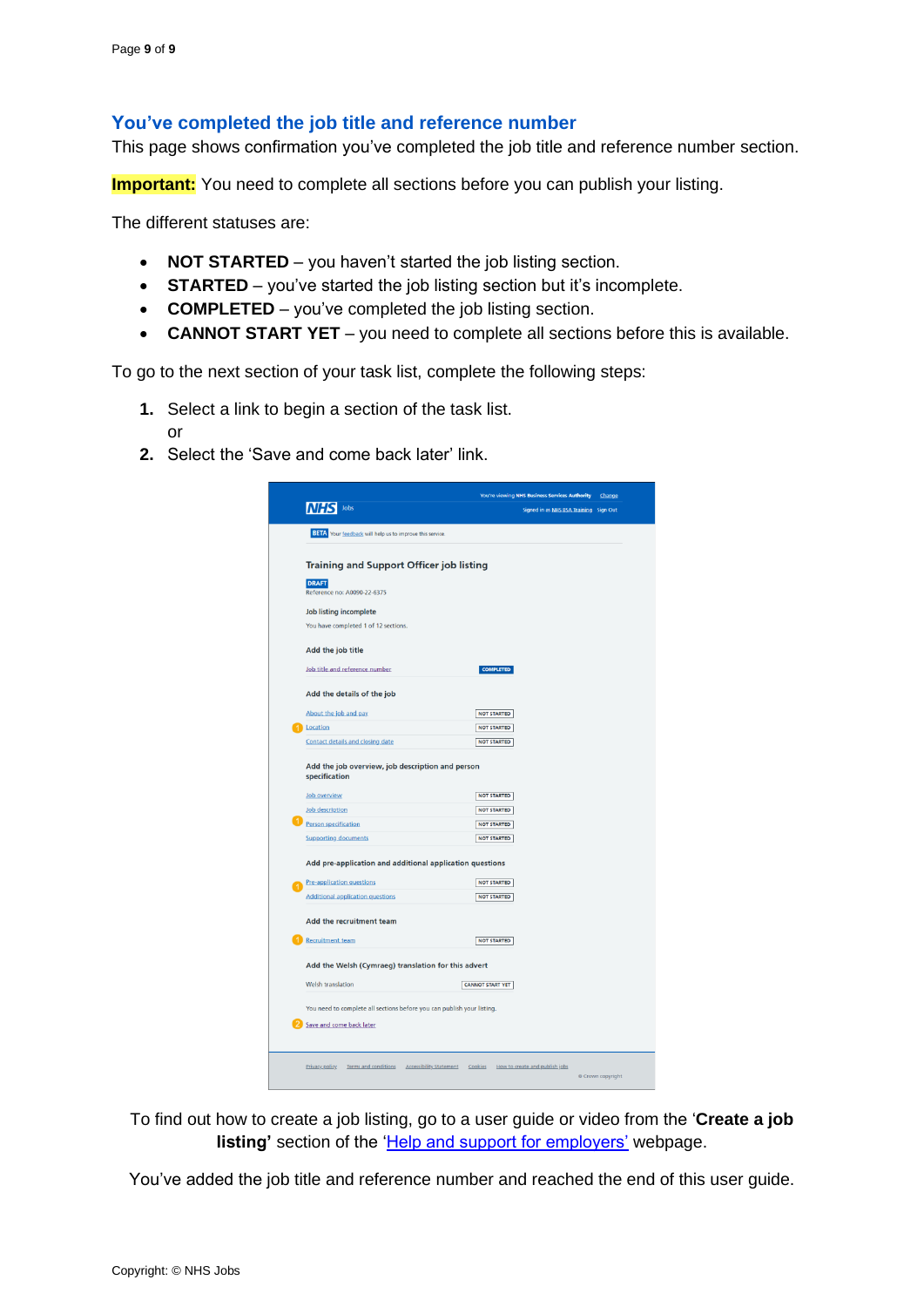## You've completed the job title and reference number

This page shows confirmation you've completed the job title and reference number section.

**Important:** You need to complete all sections before you can publish your listing.

The different statuses are:

- **NOT STARTED** – you haven't started the job listing section.
- **STARTED** – you've started the job listing section but it's incomplete.
- **COMPLETED** – you've completed the job listing section.
- **CANNOT START YET** – you need to complete all sections before this is available.

To go to the next section of your task list, complete the following steps:

1. Select a link to begin a section of the task list.
   or
2. Select the 'Save and come back later' link.

To find out how to create a job listing, go to a user guide or video from the '**Create a job listing'** section of the 'Help and support for employers' webpage.

You've added the job title and reference number and reached the end of this user guide.